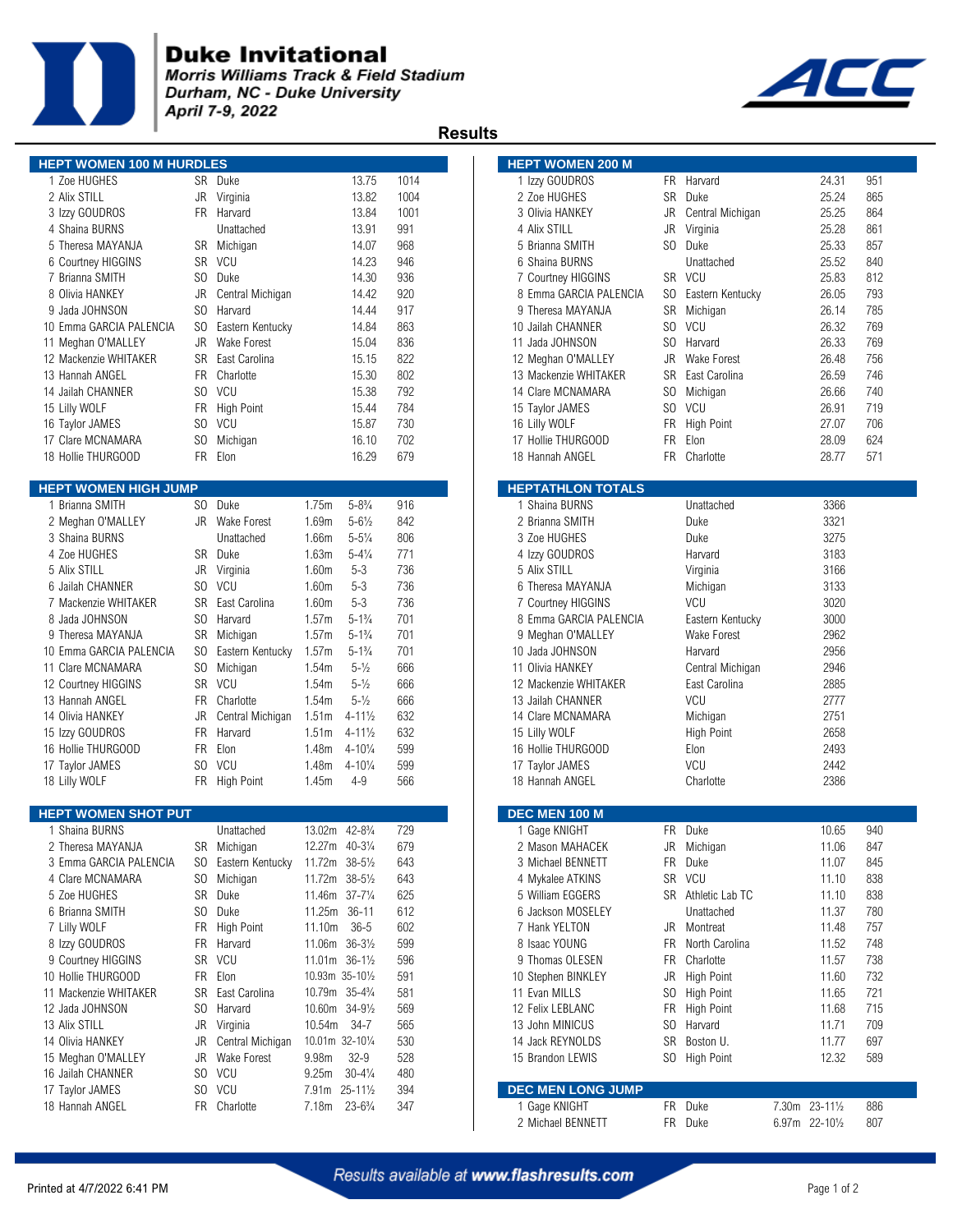# Duke Invitational

*Morris Williams Track & Field Stadium*
*Durham, NC - Duke University*
*April 7-9, 2022*

## Results

### HEPT WOMEN 100 M HURDLES

| Pl | Name | Yr | Team | Mark | Pts |
|---|---|---|---|---|---|
| 1 | Zoe HUGHES | SR | Duke | 13.75 | 1014 |
| 2 | Alix STILL | JR | Virginia | 13.82 | 1004 |
| 3 | Izzy GOUDROS | FR | Harvard | 13.84 | 1001 |
| 4 | Shaina BURNS | | Unattached | 13.91 | 991 |
| 5 | Theresa MAYANJA | SR | Michigan | 14.07 | 968 |
| 6 | Courtney HIGGINS | SR | VCU | 14.23 | 946 |
| 7 | Brianna SMITH | SO | Duke | 14.30 | 936 |
| 8 | Olivia HANKEY | JR | Central Michigan | 14.42 | 920 |
| 9 | Jada JOHNSON | SO | Harvard | 14.44 | 917 |
| 10 | Emma GARCIA PALENCIA | SO | Eastern Kentucky | 14.84 | 863 |
| 11 | Meghan O'MALLEY | JR | Wake Forest | 15.04 | 836 |
| 12 | Mackenzie WHITAKER | SR | East Carolina | 15.15 | 822 |
| 13 | Hannah ANGEL | FR | Charlotte | 15.30 | 802 |
| 14 | Jailah CHANNER | SO | VCU | 15.38 | 792 |
| 15 | Lilly WOLF | FR | High Point | 15.44 | 784 |
| 16 | Taylor JAMES | SO | VCU | 15.87 | 730 |
| 17 | Clare MCNAMARA | SO | Michigan | 16.10 | 702 |
| 18 | Hollie THURGOOD | FR | Elon | 16.29 | 679 |

### HEPT WOMEN HIGH JUMP

| Pl | Name | Yr | Team | Mark | | Pts |
|---|---|---|---|---|---|---|
| 1 | Brianna SMITH | SO | Duke | 1.75m | 5-8¾ | 916 |
| 2 | Meghan O'MALLEY | JR | Wake Forest | 1.69m | 5-6½ | 842 |
| 3 | Shaina BURNS | | Unattached | 1.66m | 5-5¼ | 806 |
| 4 | Zoe HUGHES | SR | Duke | 1.63m | 5-4¼ | 771 |
| 5 | Alix STILL | JR | Virginia | 1.60m | 5-3 | 736 |
| 6 | Jailah CHANNER | SO | VCU | 1.60m | 5-3 | 736 |
| 7 | Mackenzie WHITAKER | SR | East Carolina | 1.60m | 5-3 | 736 |
| 8 | Jada JOHNSON | SO | Harvard | 1.57m | 5-1¾ | 701 |
| 9 | Theresa MAYANJA | SR | Michigan | 1.57m | 5-1¾ | 701 |
| 10 | Emma GARCIA PALENCIA | SO | Eastern Kentucky | 1.57m | 5-1¾ | 701 |
| 11 | Clare MCNAMARA | SO | Michigan | 1.54m | 5-½ | 666 |
| 12 | Courtney HIGGINS | SR | VCU | 1.54m | 5-½ | 666 |
| 13 | Hannah ANGEL | FR | Charlotte | 1.54m | 5-½ | 666 |
| 14 | Olivia HANKEY | JR | Central Michigan | 1.51m | 4-11½ | 632 |
| 15 | Izzy GOUDROS | FR | Harvard | 1.51m | 4-11½ | 632 |
| 16 | Hollie THURGOOD | FR | Elon | 1.48m | 4-10¼ | 599 |
| 17 | Taylor JAMES | SO | VCU | 1.48m | 4-10¼ | 599 |
| 18 | Lilly WOLF | FR | High Point | 1.45m | 4-9 | 566 |

### HEPT WOMEN SHOT PUT

| Pl | Name | Yr | Team | Mark | | Pts |
|---|---|---|---|---|---|---|
| 1 | Shaina BURNS | | Unattached | 13.02m | 42-8¾ | 729 |
| 2 | Theresa MAYANJA | SR | Michigan | 12.27m | 40-3¼ | 679 |
| 3 | Emma GARCIA PALENCIA | SO | Eastern Kentucky | 11.72m | 38-5½ | 643 |
| 4 | Clare MCNAMARA | SO | Michigan | 11.72m | 38-5½ | 643 |
| 5 | Zoe HUGHES | SR | Duke | 11.46m | 37-7¼ | 625 |
| 6 | Brianna SMITH | SO | Duke | 11.25m | 36-11 | 612 |
| 7 | Lilly WOLF | FR | High Point | 11.10m | 36-5 | 602 |
| 8 | Izzy GOUDROS | FR | Harvard | 11.06m | 36-3½ | 599 |
| 9 | Courtney HIGGINS | SR | VCU | 11.01m | 36-1½ | 596 |
| 10 | Hollie THURGOOD | FR | Elon | 10.93m | 35-10½ | 591 |
| 11 | Mackenzie WHITAKER | SR | East Carolina | 10.79m | 35-4¾ | 581 |
| 12 | Jada JOHNSON | SO | Harvard | 10.60m | 34-9½ | 569 |
| 13 | Alix STILL | JR | Virginia | 10.54m | 34-7 | 565 |
| 14 | Olivia HANKEY | JR | Central Michigan | 10.01m | 32-10¼ | 530 |
| 15 | Meghan O'MALLEY | JR | Wake Forest | 9.98m | 32-9 | 528 |
| 16 | Jailah CHANNER | SO | VCU | 9.25m | 30-4¼ | 480 |
| 17 | Taylor JAMES | SO | VCU | 7.91m | 25-11½ | 394 |
| 18 | Hannah ANGEL | FR | Charlotte | 7.18m | 23-6¾ | 347 |

### HEPT WOMEN 200 M

| Pl | Name | Yr | Team | Mark | Pts |
|---|---|---|---|---|---|
| 1 | Izzy GOUDROS | FR | Harvard | 24.31 | 951 |
| 2 | Zoe HUGHES | SR | Duke | 25.24 | 865 |
| 3 | Olivia HANKEY | JR | Central Michigan | 25.25 | 864 |
| 4 | Alix STILL | JR | Virginia | 25.28 | 861 |
| 5 | Brianna SMITH | SO | Duke | 25.33 | 857 |
| 6 | Shaina BURNS | | Unattached | 25.52 | 840 |
| 7 | Courtney HIGGINS | SR | VCU | 25.83 | 812 |
| 8 | Emma GARCIA PALENCIA | SO | Eastern Kentucky | 26.05 | 793 |
| 9 | Theresa MAYANJA | SR | Michigan | 26.14 | 785 |
| 10 | Jailah CHANNER | SO | VCU | 26.32 | 769 |
| 11 | Jada JOHNSON | SO | Harvard | 26.33 | 769 |
| 12 | Meghan O'MALLEY | JR | Wake Forest | 26.48 | 756 |
| 13 | Mackenzie WHITAKER | SR | East Carolina | 26.59 | 746 |
| 14 | Clare MCNAMARA | SO | Michigan | 26.66 | 740 |
| 15 | Taylor JAMES | SO | VCU | 26.91 | 719 |
| 16 | Lilly WOLF | FR | High Point | 27.07 | 706 |
| 17 | Hollie THURGOOD | FR | Elon | 28.09 | 624 |
| 18 | Hannah ANGEL | FR | Charlotte | 28.77 | 571 |

### HEPTATHLON TOTALS

| Pl | Name | Team | Pts |
|---|---|---|---|
| 1 | Shaina BURNS | Unattached | 3366 |
| 2 | Brianna SMITH | Duke | 3321 |
| 3 | Zoe HUGHES | Duke | 3275 |
| 4 | Izzy GOUDROS | Harvard | 3183 |
| 5 | Alix STILL | Virginia | 3166 |
| 6 | Theresa MAYANJA | Michigan | 3133 |
| 7 | Courtney HIGGINS | VCU | 3020 |
| 8 | Emma GARCIA PALENCIA | Eastern Kentucky | 3000 |
| 9 | Meghan O'MALLEY | Wake Forest | 2962 |
| 10 | Jada JOHNSON | Harvard | 2956 |
| 11 | Olivia HANKEY | Central Michigan | 2946 |
| 12 | Mackenzie WHITAKER | East Carolina | 2885 |
| 13 | Jailah CHANNER | VCU | 2777 |
| 14 | Clare MCNAMARA | Michigan | 2751 |
| 15 | Lilly WOLF | High Point | 2658 |
| 16 | Hollie THURGOOD | Elon | 2493 |
| 17 | Taylor JAMES | VCU | 2442 |
| 18 | Hannah ANGEL | Charlotte | 2386 |

### DEC MEN 100 M

| Pl | Name | Yr | Team | Mark | Pts |
|---|---|---|---|---|---|
| 1 | Gage KNIGHT | FR | Duke | 10.65 | 940 |
| 2 | Mason MAHACEK | JR | Michigan | 11.06 | 847 |
| 3 | Michael BENNETT | FR | Duke | 11.07 | 845 |
| 4 | Mykalee ATKINS | SR | VCU | 11.10 | 838 |
| 5 | William EGGERS | SR | Athletic Lab TC | 11.10 | 838 |
| 6 | Jackson MOSELEY | | Unattached | 11.37 | 780 |
| 7 | Hank YELTON | JR | Montreat | 11.48 | 757 |
| 8 | Isaac YOUNG | FR | North Carolina | 11.52 | 748 |
| 9 | Thomas OLESEN | FR | Charlotte | 11.57 | 738 |
| 10 | Stephen BINKLEY | JR | High Point | 11.60 | 732 |
| 11 | Evan MILLS | SO | High Point | 11.65 | 721 |
| 12 | Felix LEBLANC | FR | High Point | 11.68 | 715 |
| 13 | John MINICUS | SO | Harvard | 11.71 | 709 |
| 14 | Jack REYNOLDS | SR | Boston U. | 11.77 | 697 |
| 15 | Brandon LEWIS | SO | High Point | 12.32 | 589 |

### DEC MEN LONG JUMP

| Pl | Name | Yr | Team | Mark | | Pts |
|---|---|---|---|---|---|---|
| 1 | Gage KNIGHT | FR | Duke | 7.30m | 23-11½ | 886 |
| 2 | Michael BENNETT | FR | Duke | 6.97m | 22-10½ | 807 |

*Results available at www.flashresults.com*

Printed at 4/7/2022 6:41 PM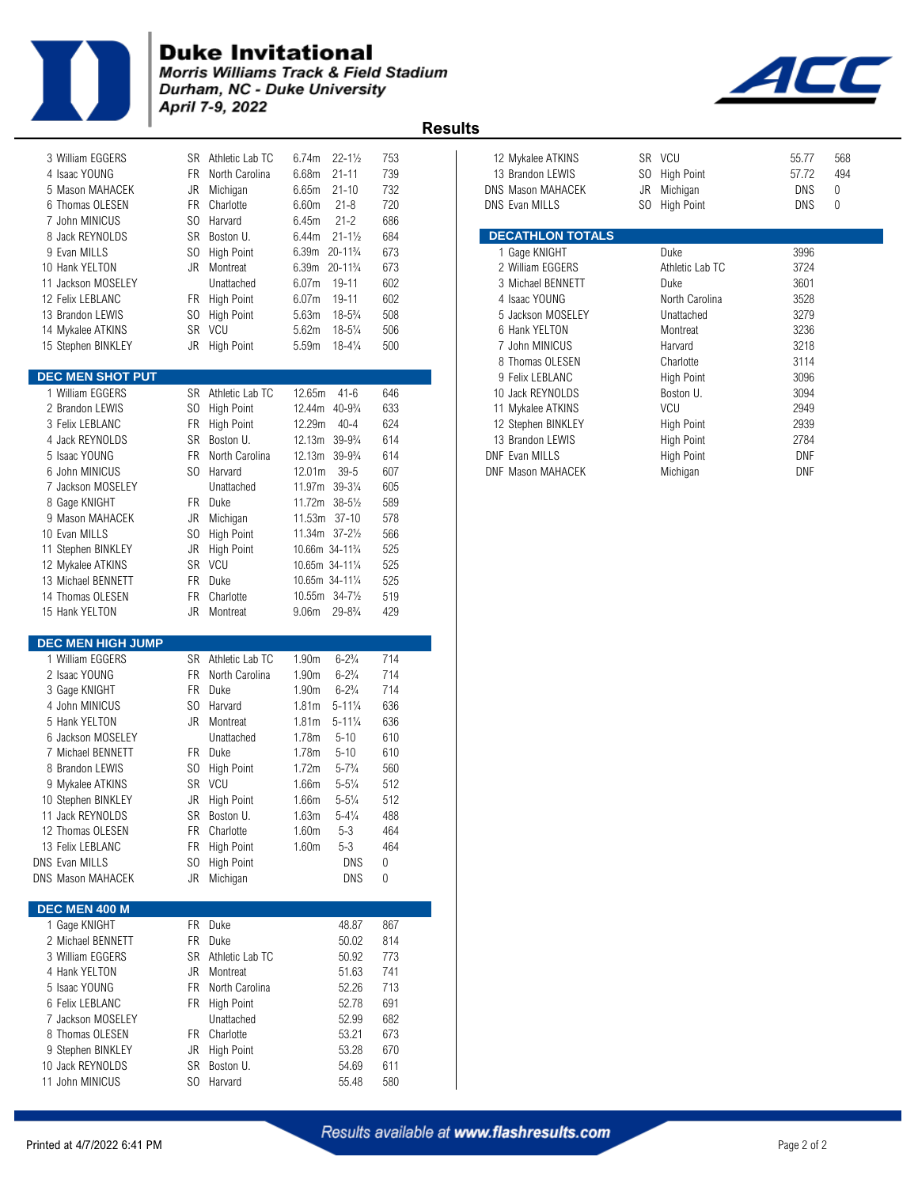# Duke Invitational

***Morris Williams Track & Field Stadium***
***Durham, NC - Duke University***
***April 7-9, 2022***

## Results

| | | | | | | |
|---|---|---|---|---|---|---|
| 3 | William EGGERS | SR | Athletic Lab TC | 6.74m | 22-1½ | 753 |
| 4 | Isaac YOUNG | FR | North Carolina | 6.68m | 21-11 | 739 |
| 5 | Mason MAHACEK | JR | Michigan | 6.65m | 21-10 | 732 |
| 6 | Thomas OLESEN | FR | Charlotte | 6.60m | 21-8 | 720 |
| 7 | John MINICUS | SO | Harvard | 6.45m | 21-2 | 686 |
| 8 | Jack REYNOLDS | SR | Boston U. | 6.44m | 21-1½ | 684 |
| 9 | Evan MILLS | SO | High Point | 6.39m | 20-11¾ | 673 |
| 10 | Hank YELTON | JR | Montreat | 6.39m | 20-11¾ | 673 |
| 11 | Jackson MOSELEY | | Unattached | 6.07m | 19-11 | 602 |
| 12 | Felix LEBLANC | FR | High Point | 6.07m | 19-11 | 602 |
| 13 | Brandon LEWIS | SO | High Point | 5.63m | 18-5¾ | 508 |
| 14 | Mykalee ATKINS | SR | VCU | 5.62m | 18-5¼ | 506 |
| 15 | Stephen BINKLEY | JR | High Point | 5.59m | 18-4¼ | 500 |

### DEC MEN SHOT PUT

| | | | | | | |
|---|---|---|---|---|---|---|
| 1 | William EGGERS | SR | Athletic Lab TC | 12.65m | 41-6 | 646 |
| 2 | Brandon LEWIS | SO | High Point | 12.44m | 40-9¾ | 633 |
| 3 | Felix LEBLANC | FR | High Point | 12.29m | 40-4 | 624 |
| 4 | Jack REYNOLDS | SR | Boston U. | 12.13m | 39-9¾ | 614 |
| 5 | Isaac YOUNG | FR | North Carolina | 12.13m | 39-9¾ | 614 |
| 6 | John MINICUS | SO | Harvard | 12.01m | 39-5 | 607 |
| 7 | Jackson MOSELEY | | Unattached | 11.97m | 39-3¼ | 605 |
| 8 | Gage KNIGHT | FR | Duke | 11.72m | 38-5½ | 589 |
| 9 | Mason MAHACEK | JR | Michigan | 11.53m | 37-10 | 578 |
| 10 | Evan MILLS | SO | High Point | 11.34m | 37-2½ | 566 |
| 11 | Stephen BINKLEY | JR | High Point | 10.66m | 34-11¾ | 525 |
| 12 | Mykalee ATKINS | SR | VCU | 10.65m | 34-11¼ | 525 |
| 13 | Michael BENNETT | FR | Duke | 10.65m | 34-11¼ | 525 |
| 14 | Thomas OLESEN | FR | Charlotte | 10.55m | 34-7½ | 519 |
| 15 | Hank YELTON | JR | Montreat | 9.06m | 29-8¾ | 429 |

### DEC MEN HIGH JUMP

| | | | | | | |
|---|---|---|---|---|---|---|
| 1 | William EGGERS | SR | Athletic Lab TC | 1.90m | 6-2¾ | 714 |
| 2 | Isaac YOUNG | FR | North Carolina | 1.90m | 6-2¾ | 714 |
| 3 | Gage KNIGHT | FR | Duke | 1.90m | 6-2¾ | 714 |
| 4 | John MINICUS | SO | Harvard | 1.81m | 5-11¼ | 636 |
| 5 | Hank YELTON | JR | Montreat | 1.81m | 5-11¼ | 636 |
| 6 | Jackson MOSELEY | | Unattached | 1.78m | 5-10 | 610 |
| 7 | Michael BENNETT | FR | Duke | 1.78m | 5-10 | 610 |
| 8 | Brandon LEWIS | SO | High Point | 1.72m | 5-7¾ | 560 |
| 9 | Mykalee ATKINS | SR | VCU | 1.66m | 5-5¼ | 512 |
| 10 | Stephen BINKLEY | JR | High Point | 1.66m | 5-5¼ | 512 |
| 11 | Jack REYNOLDS | SR | Boston U. | 1.63m | 5-4¼ | 488 |
| 12 | Thomas OLESEN | FR | Charlotte | 1.60m | 5-3 | 464 |
| 13 | Felix LEBLANC | FR | High Point | 1.60m | 5-3 | 464 |
| DNS | Evan MILLS | SO | High Point | | DNS | 0 |
| DNS | Mason MAHACEK | JR | Michigan | | DNS | 0 |

### DEC MEN 400 M

| | | | | | |
|---|---|---|---|---|---|
| 1 | Gage KNIGHT | FR | Duke | 48.87 | 867 |
| 2 | Michael BENNETT | FR | Duke | 50.02 | 814 |
| 3 | William EGGERS | SR | Athletic Lab TC | 50.92 | 773 |
| 4 | Hank YELTON | JR | Montreat | 51.63 | 741 |
| 5 | Isaac YOUNG | FR | North Carolina | 52.26 | 713 |
| 6 | Felix LEBLANC | FR | High Point | 52.78 | 691 |
| 7 | Jackson MOSELEY | | Unattached | 52.99 | 682 |
| 8 | Thomas OLESEN | FR | Charlotte | 53.21 | 673 |
| 9 | Stephen BINKLEY | JR | High Point | 53.28 | 670 |
| 10 | Jack REYNOLDS | SR | Boston U. | 54.69 | 611 |
| 11 | John MINICUS | SO | Harvard | 55.48 | 580 |
| 12 | Mykalee ATKINS | SR | VCU | 55.77 | 568 |
| 13 | Brandon LEWIS | SO | High Point | 57.72 | 494 |
| DNS | Mason MAHACEK | JR | Michigan | DNS | 0 |
| DNS | Evan MILLS | SO | High Point | DNS | 0 |

### DECATHLON TOTALS

| | | | |
|---|---|---|---|
| 1 | Gage KNIGHT | Duke | 3996 |
| 2 | William EGGERS | Athletic Lab TC | 3724 |
| 3 | Michael BENNETT | Duke | 3601 |
| 4 | Isaac YOUNG | North Carolina | 3528 |
| 5 | Jackson MOSELEY | Unattached | 3279 |
| 6 | Hank YELTON | Montreat | 3236 |
| 7 | John MINICUS | Harvard | 3218 |
| 8 | Thomas OLESEN | Charlotte | 3114 |
| 9 | Felix LEBLANC | High Point | 3096 |
| 10 | Jack REYNOLDS | Boston U. | 3094 |
| 11 | Mykalee ATKINS | VCU | 2949 |
| 12 | Stephen BINKLEY | High Point | 2939 |
| 13 | Brandon LEWIS | High Point | 2784 |
| DNF | Evan MILLS | High Point | DNF |
| DNF | Mason MAHACEK | Michigan | DNF |

*Results available at **www.flashresults.com***

Printed at 4/7/2022 6:41 PM